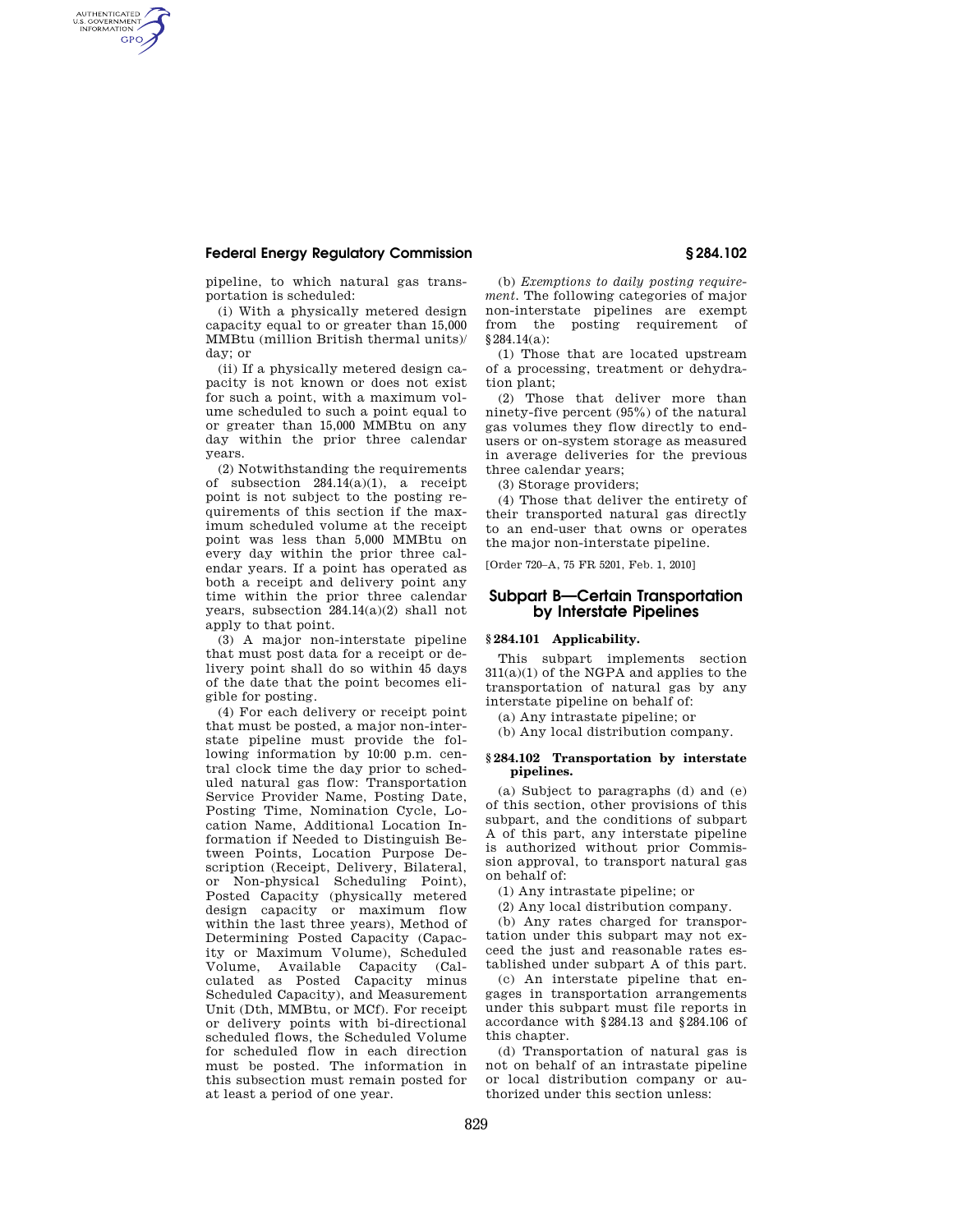pipeline, to which natural gas transportation is scheduled:

(i) With a physically metered design capacity equal to or greater than 15,000 MMBtu (million British thermal units)/day; or

(ii) If a physically metered design capacity is not known or does not exist for such a point, with a maximum volume scheduled to such a point equal to or greater than 15,000 MMBtu on any day within the prior three calendar years.

(2) Notwithstanding the requirements of subsection 284.14(a)(1), a receipt point is not subject to the posting requirements of this section if the maximum scheduled volume at the receipt point was less than 5,000 MMBtu on every day within the prior three calendar years. If a point has operated as both a receipt and delivery point any time within the prior three calendar years, subsection 284.14(a)(2) shall not apply to that point.

(3) A major non-interstate pipeline that must post data for a receipt or delivery point shall do so within 45 days of the date that the point becomes eligible for posting.

(4) For each delivery or receipt point that must be posted, a major non-interstate pipeline must provide the following information by 10:00 p.m. central clock time the day prior to scheduled natural gas flow: Transportation Service Provider Name, Posting Date, Posting Time, Nomination Cycle, Location Name, Additional Location Information if Needed to Distinguish Between Points, Location Purpose Description (Receipt, Delivery, Bilateral, or Non-physical Scheduling Point), Posted Capacity (physically metered design capacity or maximum flow within the last three years), Method of Determining Posted Capacity (Capacity or Maximum Volume), Scheduled Volume, Available Capacity (Calculated as Posted Capacity minus Scheduled Capacity), and Measurement Unit (Dth, MMBtu, or MCf). For receipt or delivery points with bi-directional scheduled flows, the Scheduled Volume for scheduled flow in each direction must be posted. The information in this subsection must remain posted for at least a period of one year.

(b) *Exemptions to daily posting requirement.* The following categories of major non-interstate pipelines are exempt from the posting requirement of §284.14(a):

(1) Those that are located upstream of a processing, treatment or dehydration plant;

(2) Those that deliver more than ninety-five percent (95%) of the natural gas volumes they flow directly to end-users or on-system storage as measured in average deliveries for the previous three calendar years;

(3) Storage providers;

(4) Those that deliver the entirety of their transported natural gas directly to an end-user that owns or operates the major non-interstate pipeline.

[Order 720–A, 75 FR 5201, Feb. 1, 2010]

## Subpart B—Certain Transportation by Interstate Pipelines

### §284.101 Applicability.

This subpart implements section 311(a)(1) of the NGPA and applies to the transportation of natural gas by any interstate pipeline on behalf of:

(a) Any intrastate pipeline; or

(b) Any local distribution company.

### §284.102 Transportation by interstate pipelines.

(a) Subject to paragraphs (d) and (e) of this section, other provisions of this subpart, and the conditions of subpart A of this part, any interstate pipeline is authorized without prior Commission approval, to transport natural gas on behalf of:

(1) Any intrastate pipeline; or

(2) Any local distribution company.

(b) Any rates charged for transportation under this subpart may not exceed the just and reasonable rates established under subpart A of this part.

(c) An interstate pipeline that engages in transportation arrangements under this subpart must file reports in accordance with §284.13 and §284.106 of this chapter.

(d) Transportation of natural gas is not on behalf of an intrastate pipeline or local distribution company or authorized under this section unless: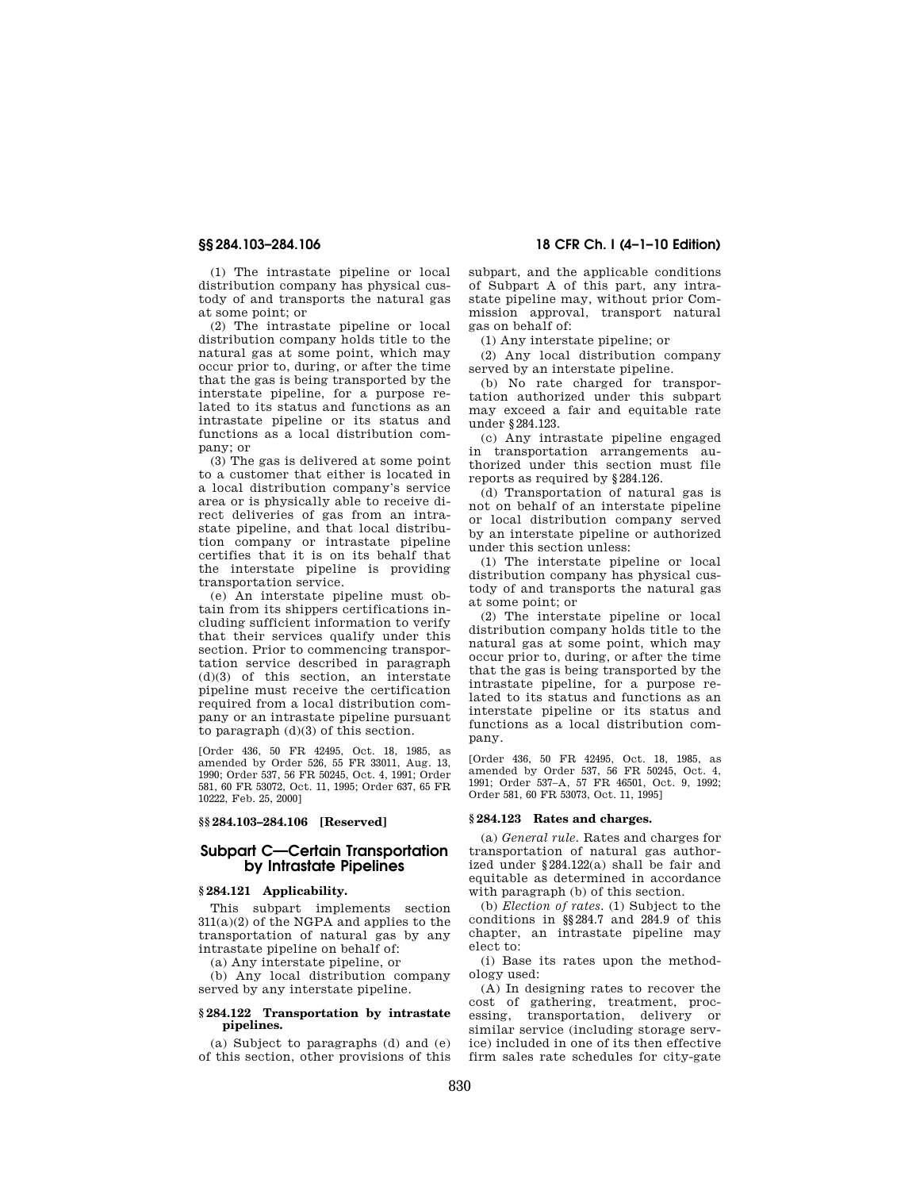(1) The intrastate pipeline or local distribution company has physical custody of and transports the natural gas at some point; or

(2) The intrastate pipeline or local distribution company holds title to the natural gas at some point, which may occur prior to, during, or after the time that the gas is being transported by the interstate pipeline, for a purpose related to its status and functions as an intrastate pipeline or its status and functions as a local distribution company; or

(3) The gas is delivered at some point to a customer that either is located in a local distribution company's service area or is physically able to receive direct deliveries of gas from an intrastate pipeline, and that local distribution company or intrastate pipeline certifies that it is on its behalf that the interstate pipeline is providing transportation service.

(e) An interstate pipeline must obtain from its shippers certifications including sufficient information to verify that their services qualify under this section. Prior to commencing transportation service described in paragraph (d)(3) of this section, an interstate pipeline must receive the certification required from a local distribution company or an intrastate pipeline pursuant to paragraph (d)(3) of this section.

[Order 436, 50 FR 42495, Oct. 18, 1985, as amended by Order 526, 55 FR 33011, Aug. 13, 1990; Order 537, 56 FR 50245, Oct. 4, 1991; Order 581, 60 FR 53072, Oct. 11, 1995; Order 637, 65 FR 10222, Feb. 25, 2000]

### §§ 284.103–284.106 [Reserved]

## Subpart C—Certain Transportation by Intrastate Pipelines

### § 284.121 Applicability.

This subpart implements section 311(a)(2) of the NGPA and applies to the transportation of natural gas by any intrastate pipeline on behalf of:

(a) Any interstate pipeline, or

(b) Any local distribution company served by any interstate pipeline.

### § 284.122 Transportation by intrastate pipelines.

(a) Subject to paragraphs (d) and (e) of this section, other provisions of this subpart, and the applicable conditions of Subpart A of this part, any intrastate pipeline may, without prior Commission approval, transport natural gas on behalf of:

(1) Any interstate pipeline; or

(2) Any local distribution company served by an interstate pipeline.

(b) No rate charged for transportation authorized under this subpart may exceed a fair and equitable rate under § 284.123.

(c) Any intrastate pipeline engaged in transportation arrangements authorized under this section must file reports as required by § 284.126.

(d) Transportation of natural gas is not on behalf of an interstate pipeline or local distribution company served by an interstate pipeline or authorized under this section unless:

(1) The interstate pipeline or local distribution company has physical custody of and transports the natural gas at some point; or

(2) The interstate pipeline or local distribution company holds title to the natural gas at some point, which may occur prior to, during, or after the time that the gas is being transported by the intrastate pipeline, for a purpose related to its status and functions as an interstate pipeline or its status and functions as a local distribution company.

[Order 436, 50 FR 42495, Oct. 18, 1985, as amended by Order 537, 56 FR 50245, Oct. 4, 1991; Order 537–A, 57 FR 46501, Oct. 9, 1992; Order 581, 60 FR 53073, Oct. 11, 1995]

### § 284.123 Rates and charges.

(a) *General rule*. Rates and charges for transportation of natural gas authorized under § 284.122(a) shall be fair and equitable as determined in accordance with paragraph (b) of this section.

(b) *Election of rates*. (1) Subject to the conditions in §§ 284.7 and 284.9 of this chapter, an intrastate pipeline may elect to:

(i) Base its rates upon the methodology used:

(A) In designing rates to recover the cost of gathering, treatment, processing, transportation, delivery or similar service (including storage service) included in one of its then effective firm sales rate schedules for city-gate